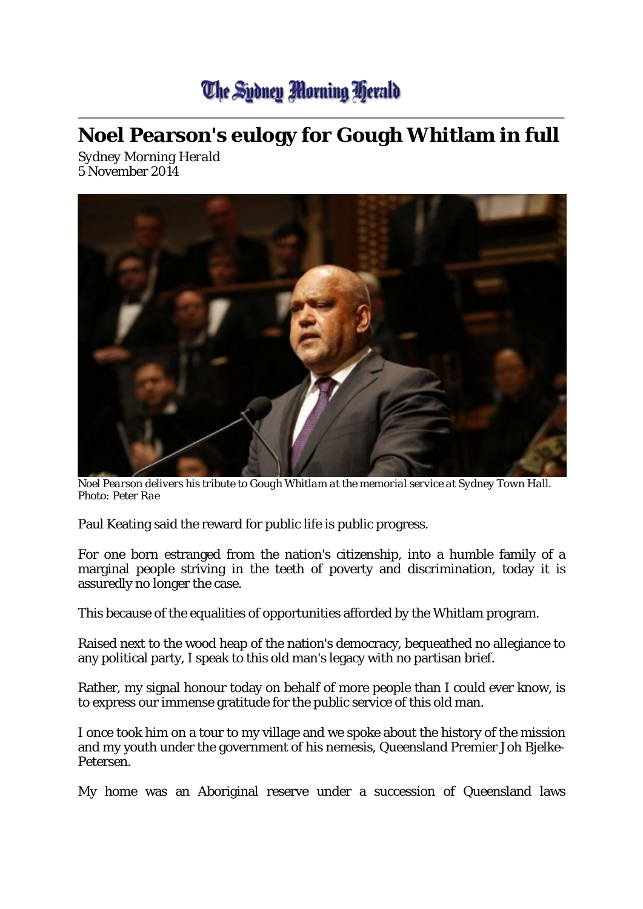# The Sydney Morning Herald

## Noel Pearson's eulogy for Gough Whitlam in full

*Sydney Morning Herald*
5 November 2014

*Noel Pearson delivers his tribute to Gough Whitlam at the memorial service at Sydney Town Hall. Photo: Peter Rae*

Paul Keating said the reward for public life is public progress.

For one born estranged from the nation's citizenship, into a humble family of a marginal people striving in the teeth of poverty and discrimination, today it is assuredly no longer the case.

This because of the equalities of opportunities afforded by the Whitlam program.

Raised next to the wood heap of the nation's democracy, bequeathed no allegiance to any political party, I speak to this old man's legacy with no partisan brief.

Rather, my signal honour today on behalf of more people than I could ever know, is to express our immense gratitude for the public service of this old man.

I once took him on a tour to my village and we spoke about the history of the mission and my youth under the government of his nemesis, Queensland Premier Joh Bjelke-Petersen.

My home was an Aboriginal reserve under a succession of Queensland laws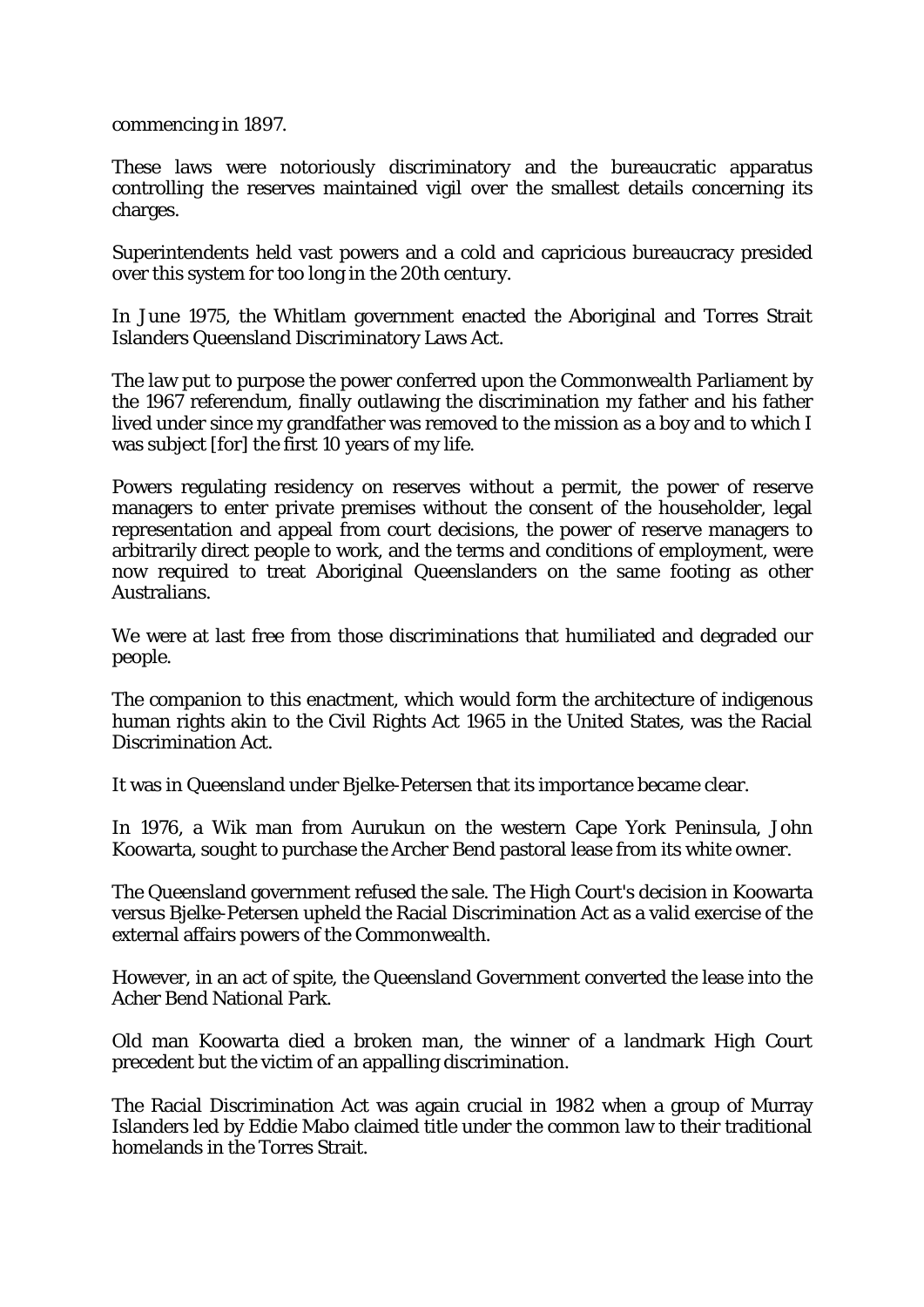commencing in 1897.

These laws were notoriously discriminatory and the bureaucratic apparatus controlling the reserves maintained vigil over the smallest details concerning its charges.

Superintendents held vast powers and a cold and capricious bureaucracy presided over this system for too long in the 20th century.

In June 1975, the Whitlam government enacted the Aboriginal and Torres Strait Islanders Queensland Discriminatory Laws Act.

The law put to purpose the power conferred upon the Commonwealth Parliament by the 1967 referendum, finally outlawing the discrimination my father and his father lived under since my grandfather was removed to the mission as a boy and to which I was subject [for] the first 10 years of my life.

Powers regulating residency on reserves without a permit, the power of reserve managers to enter private premises without the consent of the householder, legal representation and appeal from court decisions, the power of reserve managers to arbitrarily direct people to work, and the terms and conditions of employment, were now required to treat Aboriginal Queenslanders on the same footing as other Australians.

We were at last free from those discriminations that humiliated and degraded our people.

The companion to this enactment, which would form the architecture of indigenous human rights akin to the Civil Rights Act 1965 in the United States, was the Racial Discrimination Act.

It was in Queensland under Bjelke-Petersen that its importance became clear.

In 1976, a Wik man from Aurukun on the western Cape York Peninsula, John Koowarta, sought to purchase the Archer Bend pastoral lease from its white owner.

The Queensland government refused the sale. The High Court's decision in Koowarta versus Bjelke-Petersen upheld the Racial Discrimination Act as a valid exercise of the external affairs powers of the Commonwealth.

However, in an act of spite, the Queensland Government converted the lease into the Acher Bend National Park.

Old man Koowarta died a broken man, the winner of a landmark High Court precedent but the victim of an appalling discrimination.

The Racial Discrimination Act was again crucial in 1982 when a group of Murray Islanders led by Eddie Mabo claimed title under the common law to their traditional homelands in the Torres Strait.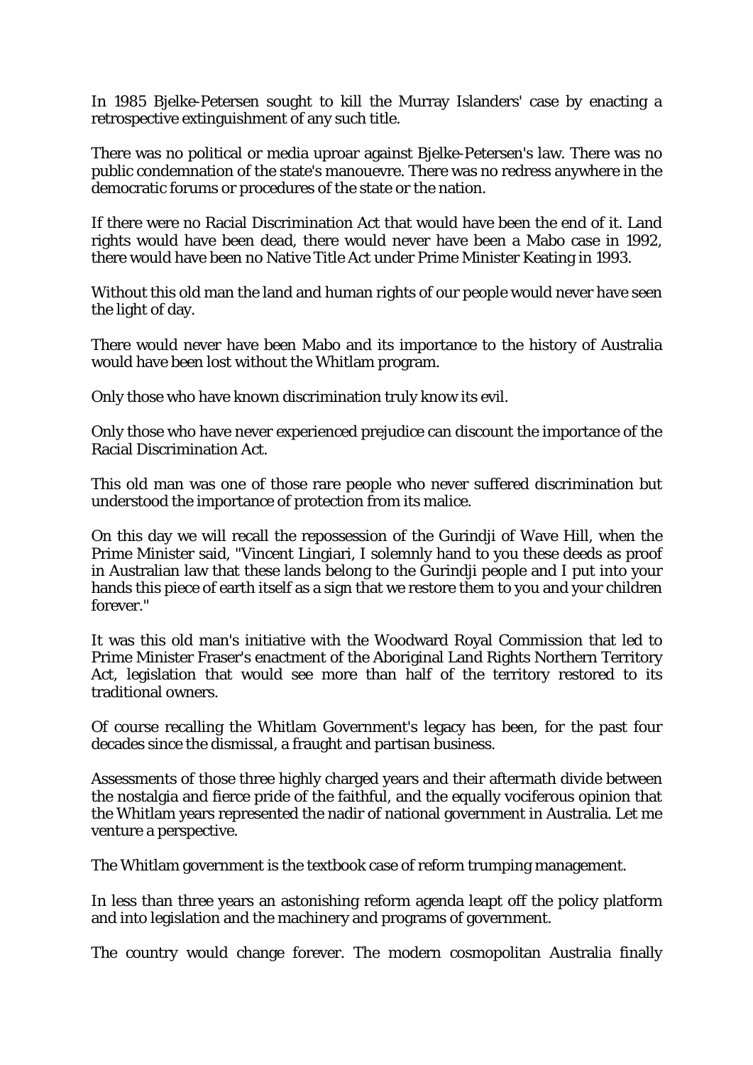In 1985 Bjelke-Petersen sought to kill the Murray Islanders' case by enacting a retrospective extinguishment of any such title.

There was no political or media uproar against Bjelke-Petersen's law. There was no public condemnation of the state's manouevre. There was no redress anywhere in the democratic forums or procedures of the state or the nation.

If there were no Racial Discrimination Act that would have been the end of it. Land rights would have been dead, there would never have been a Mabo case in 1992, there would have been no Native Title Act under Prime Minister Keating in 1993.

Without this old man the land and human rights of our people would never have seen the light of day.

There would never have been Mabo and its importance to the history of Australia would have been lost without the Whitlam program.

Only those who have known discrimination truly know its evil.

Only those who have never experienced prejudice can discount the importance of the Racial Discrimination Act.

This old man was one of those rare people who never suffered discrimination but understood the importance of protection from its malice.

On this day we will recall the repossession of the Gurindji of Wave Hill, when the Prime Minister said, "Vincent Lingiari, I solemnly hand to you these deeds as proof in Australian law that these lands belong to the Gurindji people and I put into your hands this piece of earth itself as a sign that we restore them to you and your children forever."

It was this old man's initiative with the Woodward Royal Commission that led to Prime Minister Fraser's enactment of the Aboriginal Land Rights Northern Territory Act, legislation that would see more than half of the territory restored to its traditional owners.

Of course recalling the Whitlam Government's legacy has been, for the past four decades since the dismissal, a fraught and partisan business.

Assessments of those three highly charged years and their aftermath divide between the nostalgia and fierce pride of the faithful, and the equally vociferous opinion that the Whitlam years represented the nadir of national government in Australia. Let me venture a perspective.

The Whitlam government is the textbook case of reform trumping management.

In less than three years an astonishing reform agenda leapt off the policy platform and into legislation and the machinery and programs of government.

The country would change forever. The modern cosmopolitan Australia finally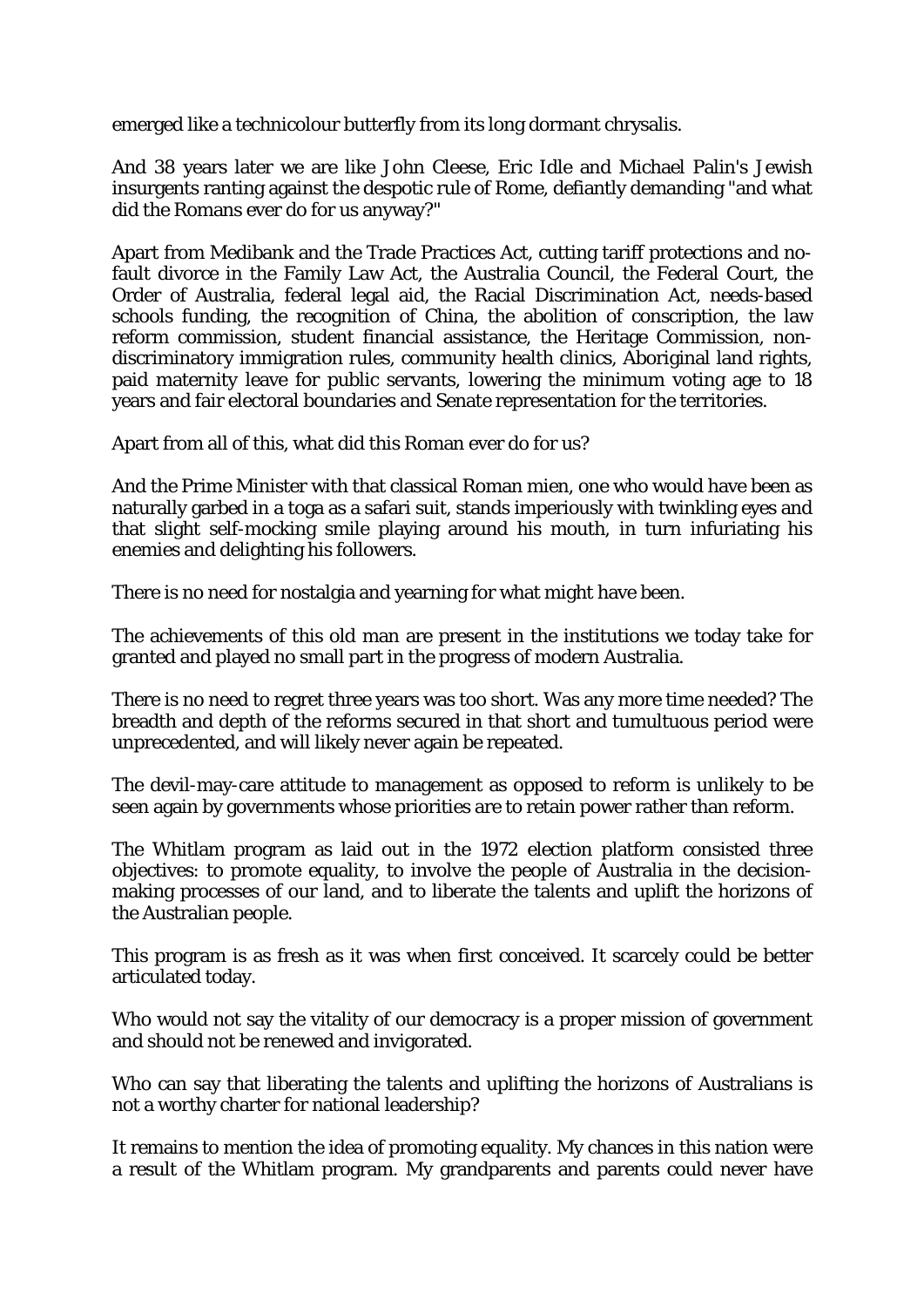emerged like a technicolour butterfly from its long dormant chrysalis.

And 38 years later we are like John Cleese, Eric Idle and Michael Palin's Jewish insurgents ranting against the despotic rule of Rome, defiantly demanding "and what did the Romans ever do for us anyway?"

Apart from Medibank and the Trade Practices Act, cutting tariff protections and no-fault divorce in the Family Law Act, the Australia Council, the Federal Court, the Order of Australia, federal legal aid, the Racial Discrimination Act, needs-based schools funding, the recognition of China, the abolition of conscription, the law reform commission, student financial assistance, the Heritage Commission, non-discriminatory immigration rules, community health clinics, Aboriginal land rights, paid maternity leave for public servants, lowering the minimum voting age to 18 years and fair electoral boundaries and Senate representation for the territories.

Apart from all of this, what did this Roman ever do for us?

And the Prime Minister with that classical Roman mien, one who would have been as naturally garbed in a toga as a safari suit, stands imperiously with twinkling eyes and that slight self-mocking smile playing around his mouth, in turn infuriating his enemies and delighting his followers.

There is no need for nostalgia and yearning for what might have been.

The achievements of this old man are present in the institutions we today take for granted and played no small part in the progress of modern Australia.

There is no need to regret three years was too short. Was any more time needed? The breadth and depth of the reforms secured in that short and tumultuous period were unprecedented, and will likely never again be repeated.

The devil-may-care attitude to management as opposed to reform is unlikely to be seen again by governments whose priorities are to retain power rather than reform.

The Whitlam program as laid out in the 1972 election platform consisted three objectives: to promote equality, to involve the people of Australia in the decision-making processes of our land, and to liberate the talents and uplift the horizons of the Australian people.

This program is as fresh as it was when first conceived. It scarcely could be better articulated today.

Who would not say the vitality of our democracy is a proper mission of government and should not be renewed and invigorated.

Who can say that liberating the talents and uplifting the horizons of Australians is not a worthy charter for national leadership?

It remains to mention the idea of promoting equality. My chances in this nation were a result of the Whitlam program. My grandparents and parents could never have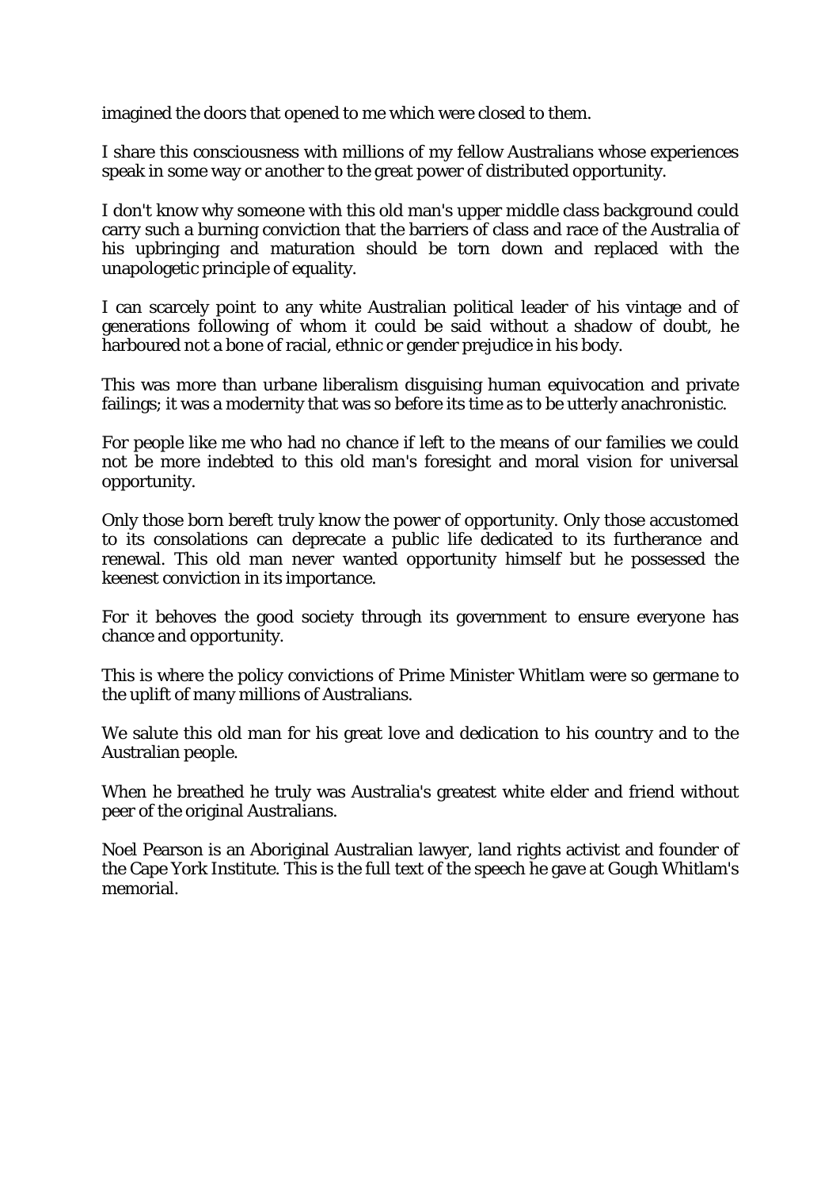imagined the doors that opened to me which were closed to them.

I share this consciousness with millions of my fellow Australians whose experiences speak in some way or another to the great power of distributed opportunity.

I don't know why someone with this old man's upper middle class background could carry such a burning conviction that the barriers of class and race of the Australia of his upbringing and maturation should be torn down and replaced with the unapologetic principle of equality.

I can scarcely point to any white Australian political leader of his vintage and of generations following of whom it could be said without a shadow of doubt, he harboured not a bone of racial, ethnic or gender prejudice in his body.

This was more than urbane liberalism disguising human equivocation and private failings; it was a modernity that was so before its time as to be utterly anachronistic.

For people like me who had no chance if left to the means of our families we could not be more indebted to this old man's foresight and moral vision for universal opportunity.

Only those born bereft truly know the power of opportunity. Only those accustomed to its consolations can deprecate a public life dedicated to its furtherance and renewal. This old man never wanted opportunity himself but he possessed the keenest conviction in its importance.

For it behoves the good society through its government to ensure everyone has chance and opportunity.

This is where the policy convictions of Prime Minister Whitlam were so germane to the uplift of many millions of Australians.

We salute this old man for his great love and dedication to his country and to the Australian people.

When he breathed he truly was Australia's greatest white elder and friend without peer of the original Australians.

Noel Pearson is an Aboriginal Australian lawyer, land rights activist and founder of the Cape York Institute. This is the full text of the speech he gave at Gough Whitlam's memorial.